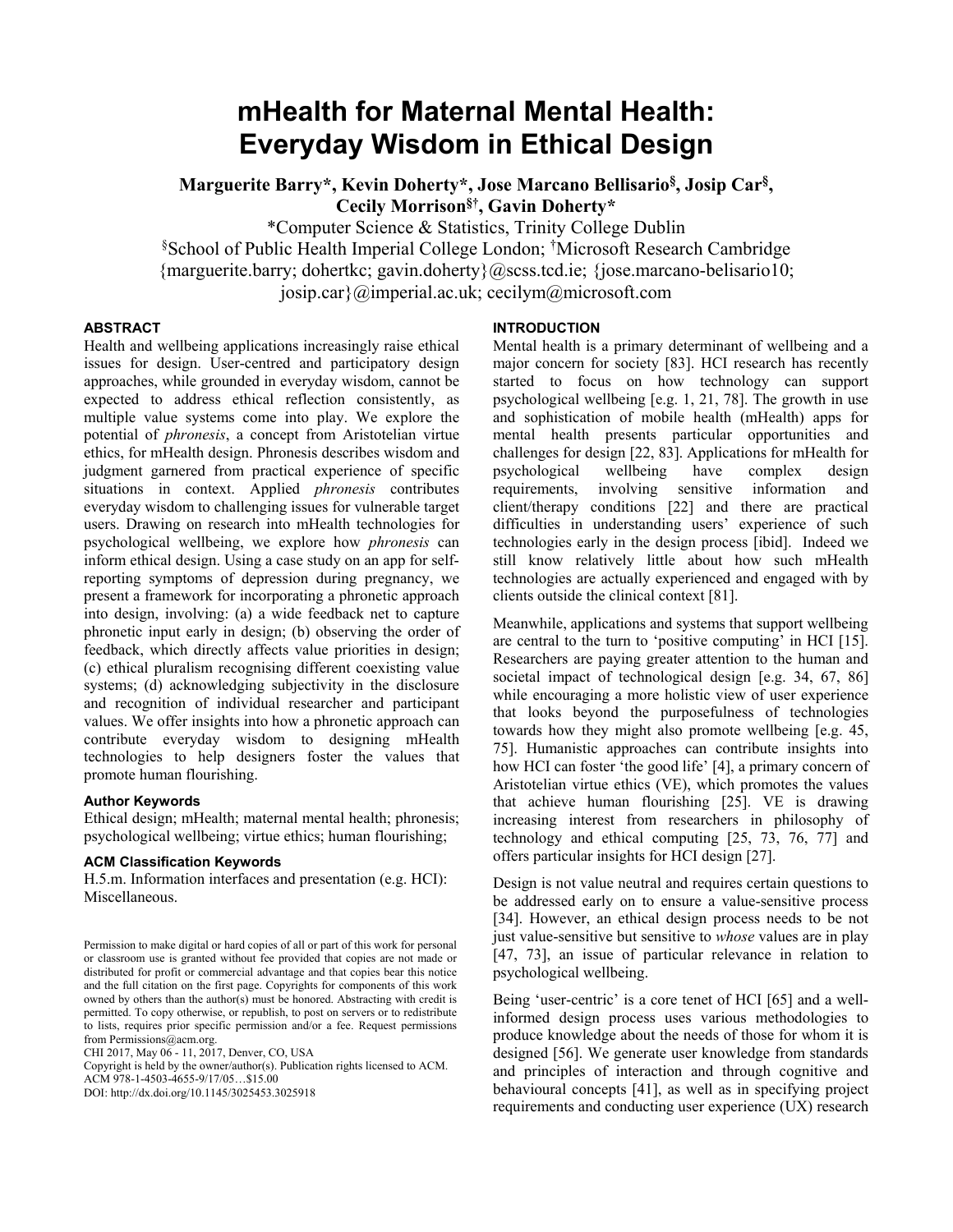# mHealth for Maternal Mental Health: Everyday Wisdom in Ethical Design

**Marguerite Barry*, Kevin Doherty*, Jose Marcano Bellisario[§], Josip Car[§], Cecily Morrison[§†], Gavin Doherty***

*Computer Science & Statistics, Trinity College Dublin

[§]School of Public Health Imperial College London; [†]Microsoft Research Cambridge

{marguerite.barry; dohertkc; gavin.doherty}@scss.tcd.ie; {jose.marcano-belisario10; josip.car}@imperial.ac.uk; cecilym@microsoft.com

## ABSTRACT

Health and wellbeing applications increasingly raise ethical issues for design. User-centred and participatory design approaches, while grounded in everyday wisdom, cannot be expected to address ethical reflection consistently, as multiple value systems come into play. We explore the potential of *phronesis*, a concept from Aristotelian virtue ethics, for mHealth design. Phronesis describes wisdom and judgment garnered from practical experience of specific situations in context. Applied *phronesis* contributes everyday wisdom to challenging issues for vulnerable target users. Drawing on research into mHealth technologies for psychological wellbeing, we explore how *phronesis* can inform ethical design. Using a case study on an app for self-reporting symptoms of depression during pregnancy, we present a framework for incorporating a phronetic approach into design, involving: (a) a wide feedback net to capture phronetic input early in design; (b) observing the order of feedback, which directly affects value priorities in design; (c) ethical pluralism recognising different coexisting value systems; (d) acknowledging subjectivity in the disclosure and recognition of individual researcher and participant values. We offer insights into how a phronetic approach can contribute everyday wisdom to designing mHealth technologies to help designers foster the values that promote human flourishing.

### Author Keywords

Ethical design; mHealth; maternal mental health; phronesis; psychological wellbeing; virtue ethics; human flourishing;

### ACM Classification Keywords

H.5.m. Information interfaces and presentation (e.g. HCI): Miscellaneous.

Permission to make digital or hard copies of all or part of this work for personal or classroom use is granted without fee provided that copies are not made or distributed for profit or commercial advantage and that copies bear this notice and the full citation on the first page. Copyrights for components of this work owned by others than the author(s) must be honored. Abstracting with credit is permitted. To copy otherwise, or republish, to post on servers or to redistribute to lists, requires prior specific permission and/or a fee. Request permissions from Permissions@acm.org.

CHI 2017, May 06 - 11, 2017, Denver, CO, USA

Copyright is held by the owner/author(s). Publication rights licensed to ACM. ACM 978-1-4503-4655-9/17/05…$15.00

DOI: http://dx.doi.org/10.1145/3025453.3025918

## INTRODUCTION

Mental health is a primary determinant of wellbeing and a major concern for society [83]. HCI research has recently started to focus on how technology can support psychological wellbeing [e.g. 1, 21, 78]. The growth in use and sophistication of mobile health (mHealth) apps for mental health presents particular opportunities and challenges for design [22, 83]. Applications for mHealth for psychological wellbeing have complex design requirements, involving sensitive information and client/therapy conditions [22] and there are practical difficulties in understanding users' experience of such technologies early in the design process [ibid]. Indeed we still know relatively little about how such mHealth technologies are actually experienced and engaged with by clients outside the clinical context [81].

Meanwhile, applications and systems that support wellbeing are central to the turn to 'positive computing' in HCI [15]. Researchers are paying greater attention to the human and societal impact of technological design [e.g. 34, 67, 86] while encouraging a more holistic view of user experience that looks beyond the purposefulness of technologies towards how they might also promote wellbeing [e.g. 45, 75]. Humanistic approaches can contribute insights into how HCI can foster 'the good life' [4], a primary concern of Aristotelian virtue ethics (VE), which promotes the values that achieve human flourishing [25]. VE is drawing increasing interest from researchers in philosophy of technology and ethical computing [25, 73, 76, 77] and offers particular insights for HCI design [27].

Design is not value neutral and requires certain questions to be addressed early on to ensure a value-sensitive process [34]. However, an ethical design process needs to be not just value-sensitive but sensitive to *whose* values are in play [47, 73], an issue of particular relevance in relation to psychological wellbeing.

Being 'user-centric' is a core tenet of HCI [65] and a well-informed design process uses various methodologies to produce knowledge about the needs of those for whom it is designed [56]. We generate user knowledge from standards and principles of interaction and through cognitive and behavioural concepts [41], as well as in specifying project requirements and conducting user experience (UX) research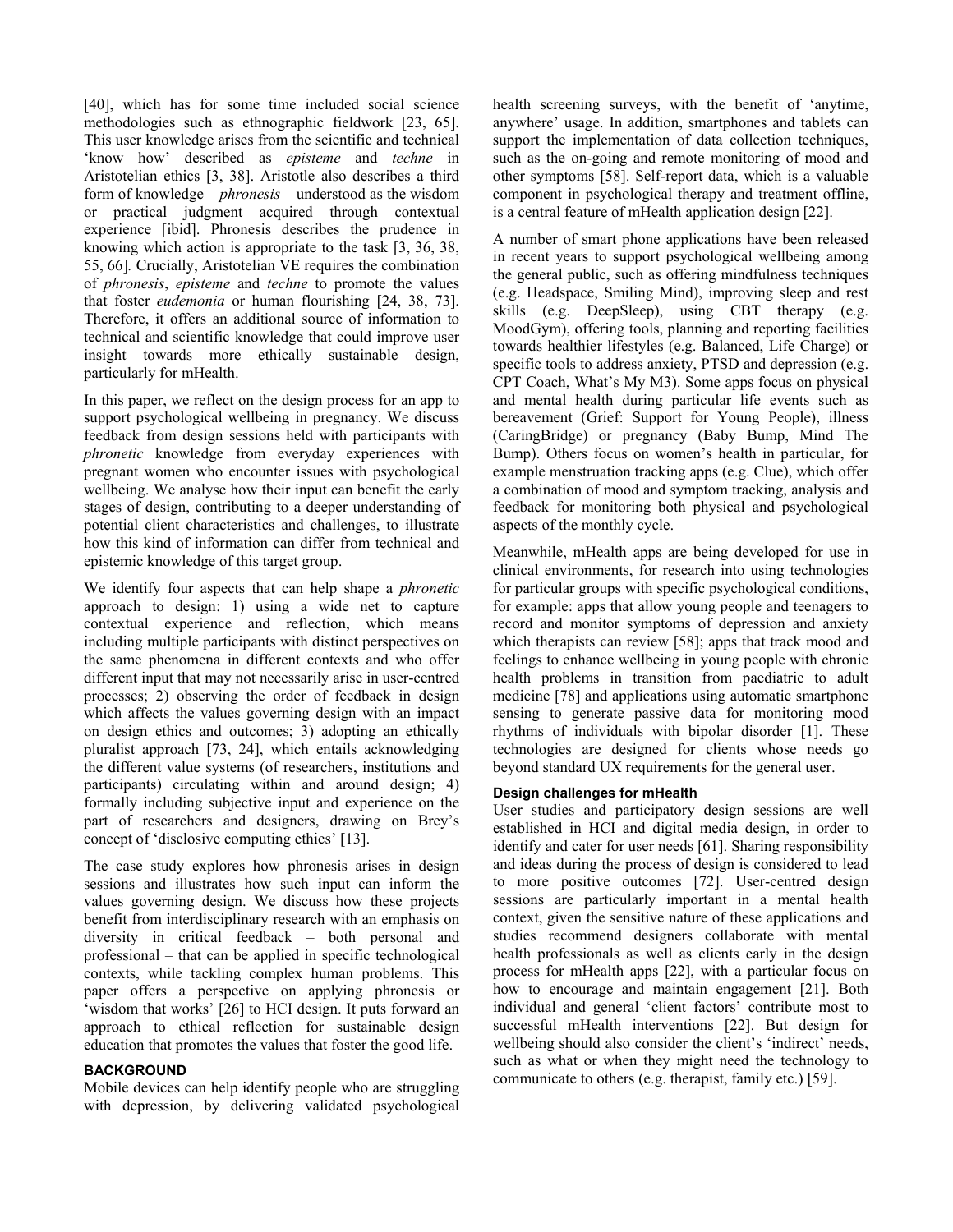[40], which has for some time included social science methodologies such as ethnographic fieldwork [23, 65]. This user knowledge arises from the scientific and technical 'know how' described as *episteme* and *techne* in Aristotelian ethics [3, 38]. Aristotle also describes a third form of knowledge – *phronesis* – understood as the wisdom or practical judgment acquired through contextual experience [ibid]. Phronesis describes the prudence in knowing which action is appropriate to the task [3, 36, 38, 55, 66]. Crucially, Aristotelian VE requires the combination of *phronesis*, *episteme* and *techne* to promote the values that foster *eudemonia* or human flourishing [24, 38, 73]. Therefore, it offers an additional source of information to technical and scientific knowledge that could improve user insight towards more ethically sustainable design, particularly for mHealth.

In this paper, we reflect on the design process for an app to support psychological wellbeing in pregnancy. We discuss feedback from design sessions held with participants with *phronetic* knowledge from everyday experiences with pregnant women who encounter issues with psychological wellbeing. We analyse how their input can benefit the early stages of design, contributing to a deeper understanding of potential client characteristics and challenges, to illustrate how this kind of information can differ from technical and epistemic knowledge of this target group.

We identify four aspects that can help shape a *phronetic* approach to design: 1) using a wide net to capture contextual experience and reflection, which means including multiple participants with distinct perspectives on the same phenomena in different contexts and who offer different input that may not necessarily arise in user-centred processes; 2) observing the order of feedback in design which affects the values governing design with an impact on design ethics and outcomes; 3) adopting an ethically pluralist approach [73, 24], which entails acknowledging the different value systems (of researchers, institutions and participants) circulating within and around design; 4) formally including subjective input and experience on the part of researchers and designers, drawing on Brey's concept of 'disclosive computing ethics' [13].

The case study explores how phronesis arises in design sessions and illustrates how such input can inform the values governing design. We discuss how these projects benefit from interdisciplinary research with an emphasis on diversity in critical feedback – both personal and professional – that can be applied in specific technological contexts, while tackling complex human problems. This paper offers a perspective on applying phronesis or 'wisdom that works' [26] to HCI design. It puts forward an approach to ethical reflection for sustainable design education that promotes the values that foster the good life.

## BACKGROUND

Mobile devices can help identify people who are struggling with depression, by delivering validated psychological health screening surveys, with the benefit of 'anytime, anywhere' usage. In addition, smartphones and tablets can support the implementation of data collection techniques, such as the on-going and remote monitoring of mood and other symptoms [58]. Self-report data, which is a valuable component in psychological therapy and treatment offline, is a central feature of mHealth application design [22].

A number of smart phone applications have been released in recent years to support psychological wellbeing among the general public, such as offering mindfulness techniques (e.g. Headspace, Smiling Mind), improving sleep and rest skills (e.g. DeepSleep), using CBT therapy (e.g. MoodGym), offering tools, planning and reporting facilities towards healthier lifestyles (e.g. Balanced, Life Charge) or specific tools to address anxiety, PTSD and depression (e.g. CPT Coach, What's My M3). Some apps focus on physical and mental health during particular life events such as bereavement (Grief: Support for Young People), illness (CaringBridge) or pregnancy (Baby Bump, Mind The Bump). Others focus on women's health in particular, for example menstruation tracking apps (e.g. Clue), which offer a combination of mood and symptom tracking, analysis and feedback for monitoring both physical and psychological aspects of the monthly cycle.

Meanwhile, mHealth apps are being developed for use in clinical environments, for research into using technologies for particular groups with specific psychological conditions, for example: apps that allow young people and teenagers to record and monitor symptoms of depression and anxiety which therapists can review [58]; apps that track mood and feelings to enhance wellbeing in young people with chronic health problems in transition from paediatric to adult medicine [78] and applications using automatic smartphone sensing to generate passive data for monitoring mood rhythms of individuals with bipolar disorder [1]. These technologies are designed for clients whose needs go beyond standard UX requirements for the general user.

### Design challenges for mHealth

User studies and participatory design sessions are well established in HCI and digital media design, in order to identify and cater for user needs [61]. Sharing responsibility and ideas during the process of design is considered to lead to more positive outcomes [72]. User-centred design sessions are particularly important in a mental health context, given the sensitive nature of these applications and studies recommend designers collaborate with mental health professionals as well as clients early in the design process for mHealth apps [22], with a particular focus on how to encourage and maintain engagement [21]. Both individual and general 'client factors' contribute most to successful mHealth interventions [22]. But design for wellbeing should also consider the client's 'indirect' needs, such as what or when they might need the technology to communicate to others (e.g. therapist, family etc.) [59].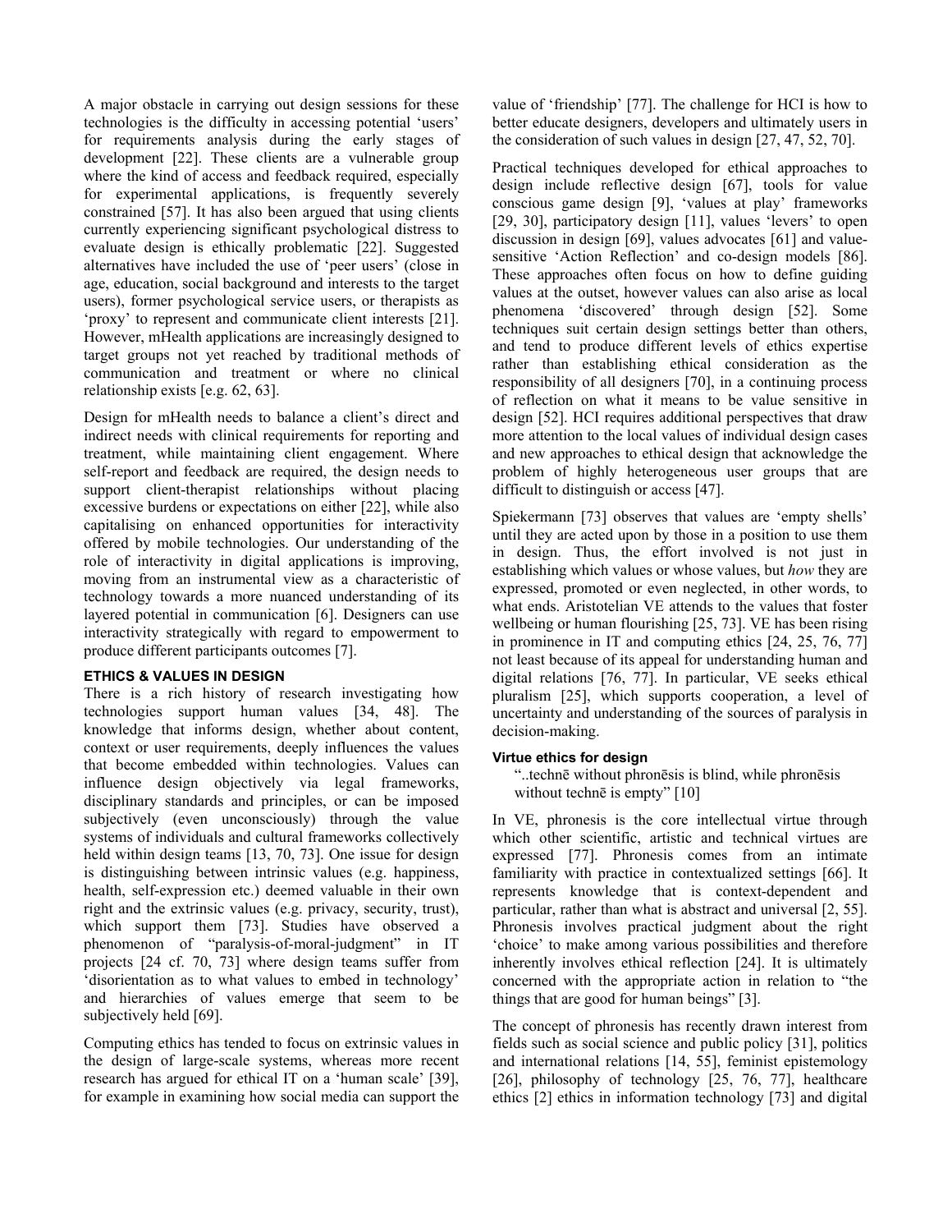A major obstacle in carrying out design sessions for these technologies is the difficulty in accessing potential 'users' for requirements analysis during the early stages of development [22]. These clients are a vulnerable group where the kind of access and feedback required, especially for experimental applications, is frequently severely constrained [57]. It has also been argued that using clients currently experiencing significant psychological distress to evaluate design is ethically problematic [22]. Suggested alternatives have included the use of 'peer users' (close in age, education, social background and interests to the target users), former psychological service users, or therapists as 'proxy' to represent and communicate client interests [21]. However, mHealth applications are increasingly designed to target groups not yet reached by traditional methods of communication and treatment or where no clinical relationship exists [e.g. 62, 63].

Design for mHealth needs to balance a client's direct and indirect needs with clinical requirements for reporting and treatment, while maintaining client engagement. Where self-report and feedback are required, the design needs to support client-therapist relationships without placing excessive burdens or expectations on either [22], while also capitalising on enhanced opportunities for interactivity offered by mobile technologies. Our understanding of the role of interactivity in digital applications is improving, moving from an instrumental view as a characteristic of technology towards a more nuanced understanding of its layered potential in communication [6]. Designers can use interactivity strategically with regard to empowerment to produce different participants outcomes [7].

## ETHICS & VALUES IN DESIGN

There is a rich history of research investigating how technologies support human values [34, 48]. The knowledge that informs design, whether about content, context or user requirements, deeply influences the values that become embedded within technologies. Values can influence design objectively via legal frameworks, disciplinary standards and principles, or can be imposed subjectively (even unconsciously) through the value systems of individuals and cultural frameworks collectively held within design teams [13, 70, 73]. One issue for design is distinguishing between intrinsic values (e.g. happiness, health, self-expression etc.) deemed valuable in their own right and the extrinsic values (e.g. privacy, security, trust), which support them [73]. Studies have observed a phenomenon of "paralysis-of-moral-judgment" in IT projects [24 cf. 70, 73] where design teams suffer from 'disorientation as to what values to embed in technology' and hierarchies of values emerge that seem to be subjectively held [69].

Computing ethics has tended to focus on extrinsic values in the design of large-scale systems, whereas more recent research has argued for ethical IT on a 'human scale' [39], for example in examining how social media can support the value of 'friendship' [77]. The challenge for HCI is how to better educate designers, developers and ultimately users in the consideration of such values in design [27, 47, 52, 70].

Practical techniques developed for ethical approaches to design include reflective design [67], tools for value conscious game design [9], 'values at play' frameworks [29, 30], participatory design [11], values 'levers' to open discussion in design [69], values advocates [61] and value-sensitive 'Action Reflection' and co-design models [86]. These approaches often focus on how to define guiding values at the outset, however values can also arise as local phenomena 'discovered' through design [52]. Some techniques suit certain design settings better than others, and tend to produce different levels of ethics expertise rather than establishing ethical consideration as the responsibility of all designers [70], in a continuing process of reflection on what it means to be value sensitive in design [52]. HCI requires additional perspectives that draw more attention to the local values of individual design cases and new approaches to ethical design that acknowledge the problem of highly heterogeneous user groups that are difficult to distinguish or access [47].

Spiekermann [73] observes that values are 'empty shells' until they are acted upon by those in a position to use them in design. Thus, the effort involved is not just in establishing which values or whose values, but *how* they are expressed, promoted or even neglected, in other words, to what ends. Aristotelian VE attends to the values that foster wellbeing or human flourishing [25, 73]. VE has been rising in prominence in IT and computing ethics [24, 25, 76, 77] not least because of its appeal for understanding human and digital relations [76, 77]. In particular, VE seeks ethical pluralism [25], which supports cooperation, a level of uncertainty and understanding of the sources of paralysis in decision-making.

### Virtue ethics for design

> "..technē without phronēsis is blind, while phronēsis without technē is empty" [10]

In VE, phronesis is the core intellectual virtue through which other scientific, artistic and technical virtues are expressed [77]. Phronesis comes from an intimate familiarity with practice in contextualized settings [66]. It represents knowledge that is context-dependent and particular, rather than what is abstract and universal [2, 55]. Phronesis involves practical judgment about the right 'choice' to make among various possibilities and therefore inherently involves ethical reflection [24]. It is ultimately concerned with the appropriate action in relation to "the things that are good for human beings" [3].

The concept of phronesis has recently drawn interest from fields such as social science and public policy [31], politics and international relations [14, 55], feminist epistemology [26], philosophy of technology [25, 76, 77], healthcare ethics [2] ethics in information technology [73] and digital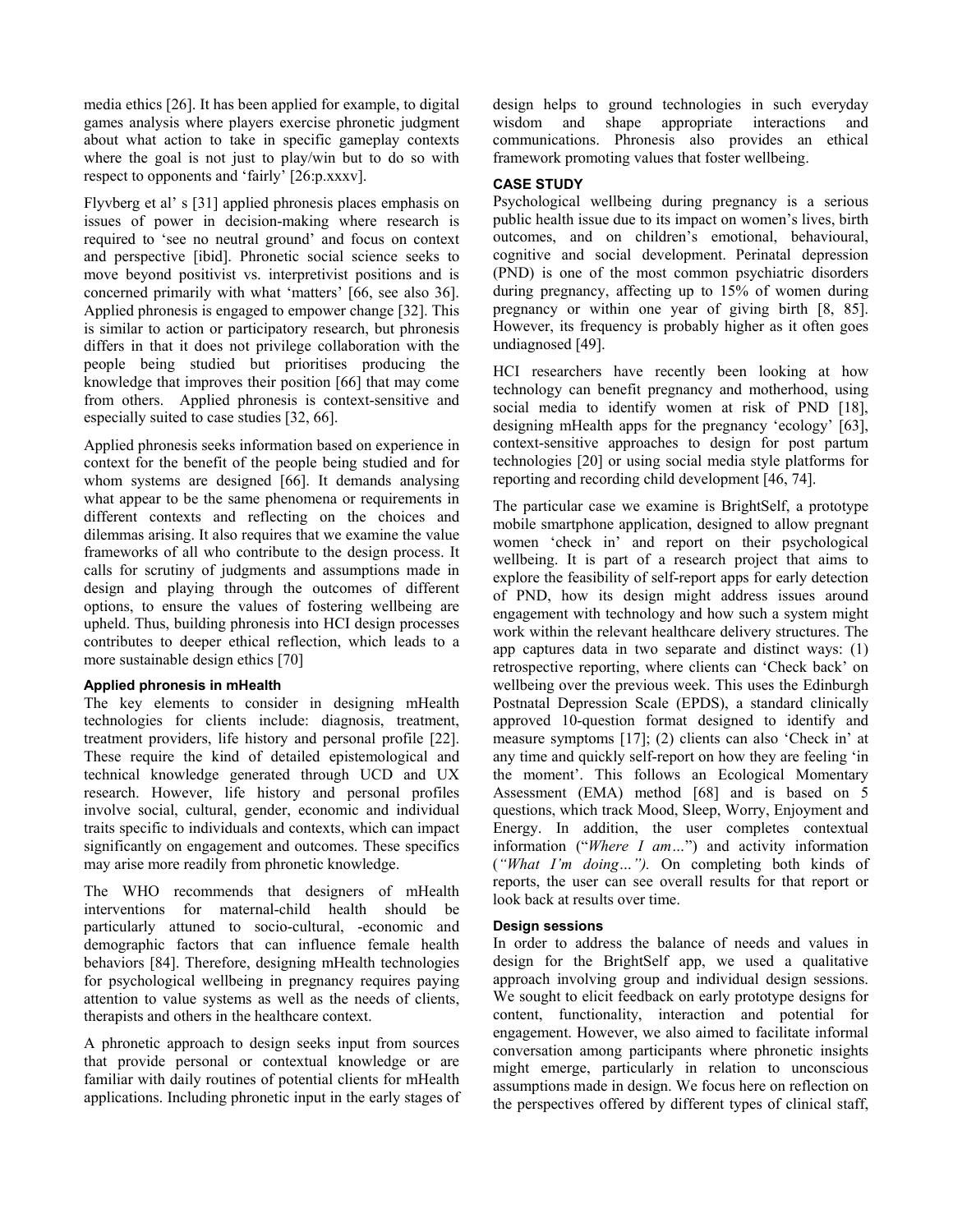media ethics [26]. It has been applied for example, to digital games analysis where players exercise phronetic judgment about what action to take in specific gameplay contexts where the goal is not just to play/win but to do so with respect to opponents and 'fairly' [26:p.xxxv].

Flyvberg et al' s [31] applied phronesis places emphasis on issues of power in decision-making where research is required to 'see no neutral ground' and focus on context and perspective [ibid]. Phronetic social science seeks to move beyond positivist vs. interpretivist positions and is concerned primarily with what 'matters' [66, see also 36]. Applied phronesis is engaged to empower change [32]. This is similar to action or participatory research, but phronesis differs in that it does not privilege collaboration with the people being studied but prioritises producing the knowledge that improves their position [66] that may come from others. Applied phronesis is context-sensitive and especially suited to case studies [32, 66].

Applied phronesis seeks information based on experience in context for the benefit of the people being studied and for whom systems are designed [66]. It demands analysing what appear to be the same phenomena or requirements in different contexts and reflecting on the choices and dilemmas arising. It also requires that we examine the value frameworks of all who contribute to the design process. It calls for scrutiny of judgments and assumptions made in design and playing through the outcomes of different options, to ensure the values of fostering wellbeing are upheld. Thus, building phronesis into HCI design processes contributes to deeper ethical reflection, which leads to a more sustainable design ethics [70]

### Applied phronesis in mHealth

The key elements to consider in designing mHealth technologies for clients include: diagnosis, treatment, treatment providers, life history and personal profile [22]. These require the kind of detailed epistemological and technical knowledge generated through UCD and UX research. However, life history and personal profiles involve social, cultural, gender, economic and individual traits specific to individuals and contexts, which can impact significantly on engagement and outcomes. These specifics may arise more readily from phronetic knowledge.

The WHO recommends that designers of mHealth interventions for maternal-child health should be particularly attuned to socio-cultural, -economic and demographic factors that can influence female health behaviors [84]. Therefore, designing mHealth technologies for psychological wellbeing in pregnancy requires paying attention to value systems as well as the needs of clients, therapists and others in the healthcare context.

A phronetic approach to design seeks input from sources that provide personal or contextual knowledge or are familiar with daily routines of potential clients for mHealth applications. Including phronetic input in the early stages of design helps to ground technologies in such everyday wisdom and shape appropriate interactions and communications. Phronesis also provides an ethical framework promoting values that foster wellbeing.

## CASE STUDY

Psychological wellbeing during pregnancy is a serious public health issue due to its impact on women's lives, birth outcomes, and on children's emotional, behavioural, cognitive and social development. Perinatal depression (PND) is one of the most common psychiatric disorders during pregnancy, affecting up to 15% of women during pregnancy or within one year of giving birth [8, 85]. However, its frequency is probably higher as it often goes undiagnosed [49].

HCI researchers have recently been looking at how technology can benefit pregnancy and motherhood, using social media to identify women at risk of PND [18], designing mHealth apps for the pregnancy 'ecology' [63], context-sensitive approaches to design for post partum technologies [20] or using social media style platforms for reporting and recording child development [46, 74].

The particular case we examine is BrightSelf, a prototype mobile smartphone application, designed to allow pregnant women 'check in' and report on their psychological wellbeing. It is part of a research project that aims to explore the feasibility of self-report apps for early detection of PND, how its design might address issues around engagement with technology and how such a system might work within the relevant healthcare delivery structures. The app captures data in two separate and distinct ways: (1) retrospective reporting, where clients can 'Check back' on wellbeing over the previous week. This uses the Edinburgh Postnatal Depression Scale (EPDS), a standard clinically approved 10-question format designed to identify and measure symptoms [17]; (2) clients can also 'Check in' at any time and quickly self-report on how they are feeling 'in the moment'. This follows an Ecological Momentary Assessment (EMA) method [68] and is based on 5 questions, which track Mood, Sleep, Worry, Enjoyment and Energy. In addition, the user completes contextual information ("*Where I am…*") and activity information (*"What I'm doing…").* On completing both kinds of reports, the user can see overall results for that report or look back at results over time.

### Design sessions

In order to address the balance of needs and values in design for the BrightSelf app, we used a qualitative approach involving group and individual design sessions. We sought to elicit feedback on early prototype designs for content, functionality, interaction and potential for engagement. However, we also aimed to facilitate informal conversation among participants where phronetic insights might emerge, particularly in relation to unconscious assumptions made in design. We focus here on reflection on the perspectives offered by different types of clinical staff,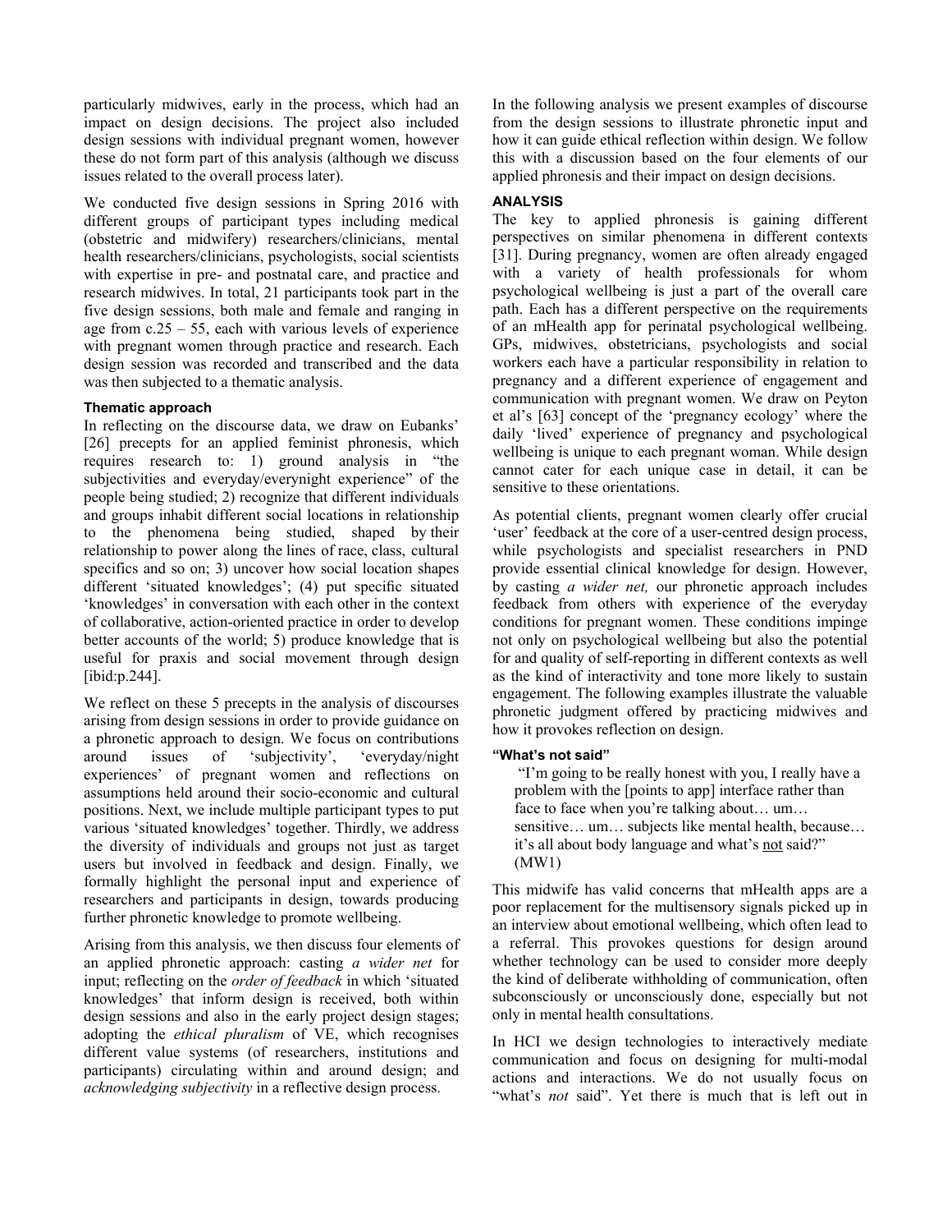particularly midwives, early in the process, which had an impact on design decisions. The project also included design sessions with individual pregnant women, however these do not form part of this analysis (although we discuss issues related to the overall process later).

We conducted five design sessions in Spring 2016 with different groups of participant types including medical (obstetric and midwifery) researchers/clinicians, mental health researchers/clinicians, psychologists, social scientists with expertise in pre- and postnatal care, and practice and research midwives. In total, 21 participants took part in the five design sessions, both male and female and ranging in age from c.25 – 55, each with various levels of experience with pregnant women through practice and research. Each design session was recorded and transcribed and the data was then subjected to a thematic analysis.

#### Thematic approach

In reflecting on the discourse data, we draw on Eubanks' [26] precepts for an applied feminist phronesis, which requires research to: 1) ground analysis in "the subjectivities and everyday/everynight experience" of the people being studied; 2) recognize that different individuals and groups inhabit different social locations in relationship to the phenomena being studied, shaped by their relationship to power along the lines of race, class, cultural specifics and so on; 3) uncover how social location shapes different 'situated knowledges'; (4) put specific situated 'knowledges' in conversation with each other in the context of collaborative, action-oriented practice in order to develop better accounts of the world; 5) produce knowledge that is useful for praxis and social movement through design [ibid:p.244].

We reflect on these 5 precepts in the analysis of discourses arising from design sessions in order to provide guidance on a phronetic approach to design. We focus on contributions around issues of 'subjectivity', 'everyday/night experiences' of pregnant women and reflections on assumptions held around their socio-economic and cultural positions. Next, we include multiple participant types to put various 'situated knowledges' together. Thirdly, we address the diversity of individuals and groups not just as target users but involved in feedback and design. Finally, we formally highlight the personal input and experience of researchers and participants in design, towards producing further phronetic knowledge to promote wellbeing.

Arising from this analysis, we then discuss four elements of an applied phronetic approach: casting *a wider net* for input; reflecting on the *order of feedback* in which 'situated knowledges' that inform design is received, both within design sessions and also in the early project design stages; adopting the *ethical pluralism* of VE, which recognises different value systems (of researchers, institutions and participants) circulating within and around design; and *acknowledging subjectivity* in a reflective design process.

In the following analysis we present examples of discourse from the design sessions to illustrate phronetic input and how it can guide ethical reflection within design. We follow this with a discussion based on the four elements of our applied phronesis and their impact on design decisions.

### ANALYSIS

The key to applied phronesis is gaining different perspectives on similar phenomena in different contexts [31]. During pregnancy, women are often already engaged with a variety of health professionals for whom psychological wellbeing is just a part of the overall care path. Each has a different perspective on the requirements of an mHealth app for perinatal psychological wellbeing. GPs, midwives, obstetricians, psychologists and social workers each have a particular responsibility in relation to pregnancy and a different experience of engagement and communication with pregnant women. We draw on Peyton et al's [63] concept of the 'pregnancy ecology' where the daily 'lived' experience of pregnancy and psychological wellbeing is unique to each pregnant woman. While design cannot cater for each unique case in detail, it can be sensitive to these orientations.

As potential clients, pregnant women clearly offer crucial 'user' feedback at the core of a user-centred design process, while psychologists and specialist researchers in PND provide essential clinical knowledge for design. However, by casting *a wider net,* our phronetic approach includes feedback from others with experience of the everyday conditions for pregnant women. These conditions impinge not only on psychological wellbeing but also the potential for and quality of self-reporting in different contexts as well as the kind of interactivity and tone more likely to sustain engagement. The following examples illustrate the valuable phronetic judgment offered by practicing midwives and how it provokes reflection on design.

#### "What's not said"

> "I'm going to be really honest with you, I really have a problem with the [points to app] interface rather than face to face when you're talking about… um… sensitive… um… subjects like mental health, because… it's all about body language and what's <u>not</u> said?" (MW1)

This midwife has valid concerns that mHealth apps are a poor replacement for the multisensory signals picked up in an interview about emotional wellbeing, which often lead to a referral. This provokes questions for design around whether technology can be used to consider more deeply the kind of deliberate withholding of communication, often subconsciously or unconsciously done, especially but not only in mental health consultations.

In HCI we design technologies to interactively mediate communication and focus on designing for multi-modal actions and interactions. We do not usually focus on "what's *not* said". Yet there is much that is left out in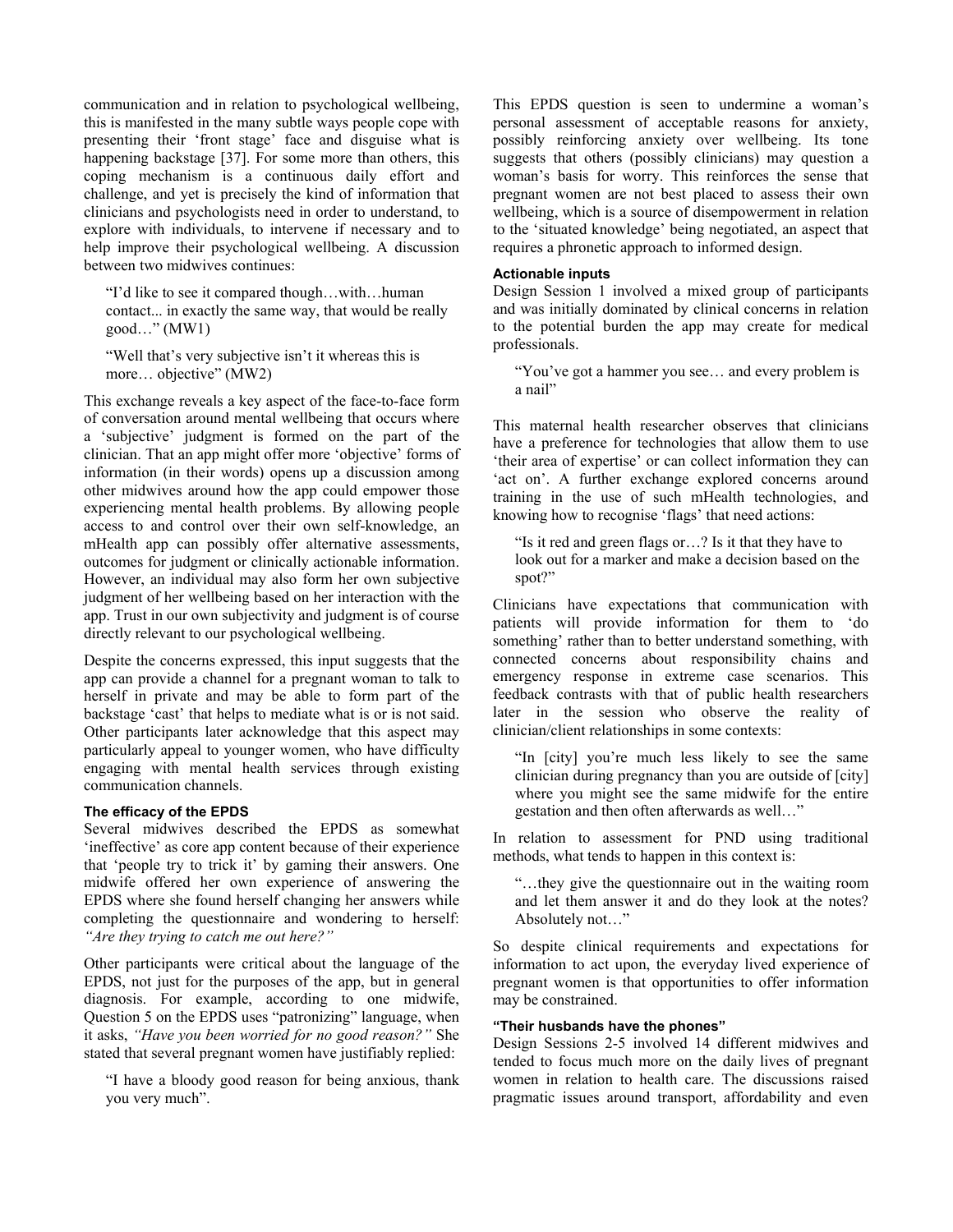communication and in relation to psychological wellbeing, this is manifested in the many subtle ways people cope with presenting their 'front stage' face and disguise what is happening backstage [37]. For some more than others, this coping mechanism is a continuous daily effort and challenge, and yet is precisely the kind of information that clinicians and psychologists need in order to understand, to explore with individuals, to intervene if necessary and to help improve their psychological wellbeing. A discussion between two midwives continues:

> "I'd like to see it compared though…with…human contact... in exactly the same way, that would be really good…" (MW1)
>
> "Well that's very subjective isn't it whereas this is more… objective" (MW2)

This exchange reveals a key aspect of the face-to-face form of conversation around mental wellbeing that occurs where a 'subjective' judgment is formed on the part of the clinician. That an app might offer more 'objective' forms of information (in their words) opens up a discussion among other midwives around how the app could empower those experiencing mental health problems. By allowing people access to and control over their own self-knowledge, an mHealth app can possibly offer alternative assessments, outcomes for judgment or clinically actionable information. However, an individual may also form her own subjective judgment of her wellbeing based on her interaction with the app. Trust in our own subjectivity and judgment is of course directly relevant to our psychological wellbeing.

Despite the concerns expressed, this input suggests that the app can provide a channel for a pregnant woman to talk to herself in private and may be able to form part of the backstage 'cast' that helps to mediate what is or is not said. Other participants later acknowledge that this aspect may particularly appeal to younger women, who have difficulty engaging with mental health services through existing communication channels.

#### The efficacy of the EPDS

Several midwives described the EPDS as somewhat 'ineffective' as core app content because of their experience that 'people try to trick it' by gaming their answers. One midwife offered her own experience of answering the EPDS where she found herself changing her answers while completing the questionnaire and wondering to herself: *"Are they trying to catch me out here?"*

Other participants were critical about the language of the EPDS, not just for the purposes of the app, but in general diagnosis. For example, according to one midwife, Question 5 on the EPDS uses "patronizing" language, when it asks, *"Have you been worried for no good reason?"* She stated that several pregnant women have justifiably replied:

> "I have a bloody good reason for being anxious, thank you very much".

This EPDS question is seen to undermine a woman's personal assessment of acceptable reasons for anxiety, possibly reinforcing anxiety over wellbeing. Its tone suggests that others (possibly clinicians) may question a woman's basis for worry. This reinforces the sense that pregnant women are not best placed to assess their own wellbeing, which is a source of disempowerment in relation to the 'situated knowledge' being negotiated, an aspect that requires a phronetic approach to informed design.

#### Actionable inputs

Design Session 1 involved a mixed group of participants and was initially dominated by clinical concerns in relation to the potential burden the app may create for medical professionals.

> "You've got a hammer you see… and every problem is a nail"

This maternal health researcher observes that clinicians have a preference for technologies that allow them to use 'their area of expertise' or can collect information they can 'act on'. A further exchange explored concerns around training in the use of such mHealth technologies, and knowing how to recognise 'flags' that need actions:

> "Is it red and green flags or…? Is it that they have to look out for a marker and make a decision based on the spot?"

Clinicians have expectations that communication with patients will provide information for them to 'do something' rather than to better understand something, with connected concerns about responsibility chains and emergency response in extreme case scenarios. This feedback contrasts with that of public health researchers later in the session who observe the reality of clinician/client relationships in some contexts:

> "In [city] you're much less likely to see the same clinician during pregnancy than you are outside of [city] where you might see the same midwife for the entire gestation and then often afterwards as well…"

In relation to assessment for PND using traditional methods, what tends to happen in this context is:

> "…they give the questionnaire out in the waiting room and let them answer it and do they look at the notes? Absolutely not…"

So despite clinical requirements and expectations for information to act upon, the everyday lived experience of pregnant women is that opportunities to offer information may be constrained.

#### "Their husbands have the phones"

Design Sessions 2-5 involved 14 different midwives and tended to focus much more on the daily lives of pregnant women in relation to health care. The discussions raised pragmatic issues around transport, affordability and even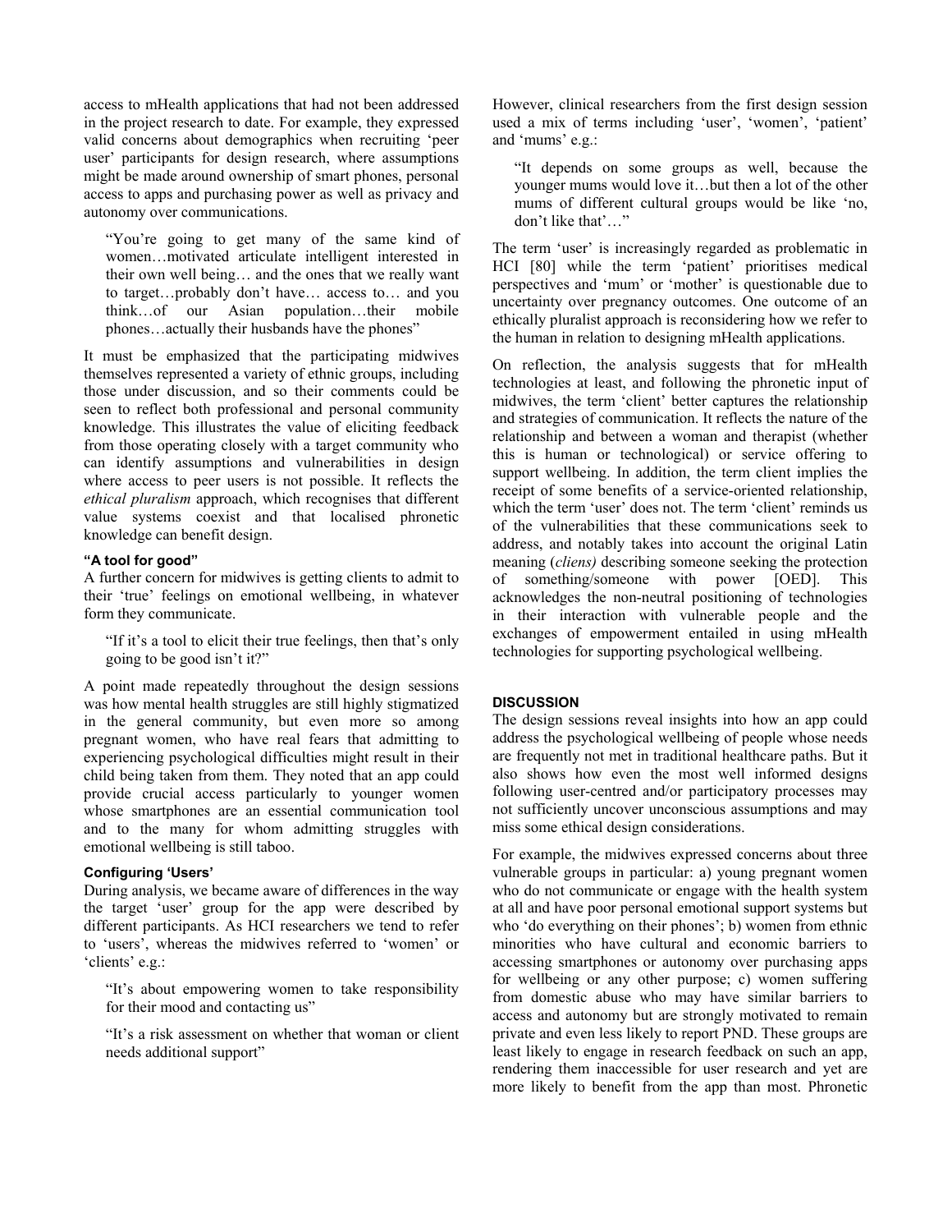access to mHealth applications that had not been addressed in the project research to date. For example, they expressed valid concerns about demographics when recruiting 'peer user' participants for design research, where assumptions might be made around ownership of smart phones, personal access to apps and purchasing power as well as privacy and autonomy over communications.

> "You're going to get many of the same kind of women…motivated articulate intelligent interested in their own well being… and the ones that we really want to target…probably don't have… access to… and you think…of our Asian population…their mobile phones…actually their husbands have the phones"

It must be emphasized that the participating midwives themselves represented a variety of ethnic groups, including those under discussion, and so their comments could be seen to reflect both professional and personal community knowledge. This illustrates the value of eliciting feedback from those operating closely with a target community who can identify assumptions and vulnerabilities in design where access to peer users is not possible. It reflects the *ethical pluralism* approach, which recognises that different value systems coexist and that localised phronetic knowledge can benefit design.

#### "A tool for good"

A further concern for midwives is getting clients to admit to their 'true' feelings on emotional wellbeing, in whatever form they communicate.

> "If it's a tool to elicit their true feelings, then that's only going to be good isn't it?"

A point made repeatedly throughout the design sessions was how mental health struggles are still highly stigmatized in the general community, but even more so among pregnant women, who have real fears that admitting to experiencing psychological difficulties might result in their child being taken from them. They noted that an app could provide crucial access particularly to younger women whose smartphones are an essential communication tool and to the many for whom admitting struggles with emotional wellbeing is still taboo.

#### Configuring 'Users'

During analysis, we became aware of differences in the way the target 'user' group for the app were described by different participants. As HCI researchers we tend to refer to 'users', whereas the midwives referred to 'women' or 'clients' e.g.:

> "It's about empowering women to take responsibility for their mood and contacting us"

> "It's a risk assessment on whether that woman or client needs additional support"

However, clinical researchers from the first design session used a mix of terms including 'user', 'women', 'patient' and 'mums' e.g.:

> "It depends on some groups as well, because the younger mums would love it…but then a lot of the other mums of different cultural groups would be like 'no, don't like that'…"

The term 'user' is increasingly regarded as problematic in HCI [80] while the term 'patient' prioritises medical perspectives and 'mum' or 'mother' is questionable due to uncertainty over pregnancy outcomes. One outcome of an ethically pluralist approach is reconsidering how we refer to the human in relation to designing mHealth applications.

On reflection, the analysis suggests that for mHealth technologies at least, and following the phronetic input of midwives, the term 'client' better captures the relationship and strategies of communication. It reflects the nature of the relationship and between a woman and therapist (whether this is human or technological) or service offering to support wellbeing. In addition, the term client implies the receipt of some benefits of a service-oriented relationship, which the term 'user' does not. The term 'client' reminds us of the vulnerabilities that these communications seek to address, and notably takes into account the original Latin meaning (*cliens)* describing someone seeking the protection of something/someone with power [OED]. This acknowledges the non-neutral positioning of technologies in their interaction with vulnerable people and the exchanges of empowerment entailed in using mHealth technologies for supporting psychological wellbeing.

## DISCUSSION

The design sessions reveal insights into how an app could address the psychological wellbeing of people whose needs are frequently not met in traditional healthcare paths. But it also shows how even the most well informed designs following user-centred and/or participatory processes may not sufficiently uncover unconscious assumptions and may miss some ethical design considerations.

For example, the midwives expressed concerns about three vulnerable groups in particular: a) young pregnant women who do not communicate or engage with the health system at all and have poor personal emotional support systems but who 'do everything on their phones'; b) women from ethnic minorities who have cultural and economic barriers to accessing smartphones or autonomy over purchasing apps for wellbeing or any other purpose; c) women suffering from domestic abuse who may have similar barriers to access and autonomy but are strongly motivated to remain private and even less likely to report PND. These groups are least likely to engage in research feedback on such an app, rendering them inaccessible for user research and yet are more likely to benefit from the app than most. Phronetic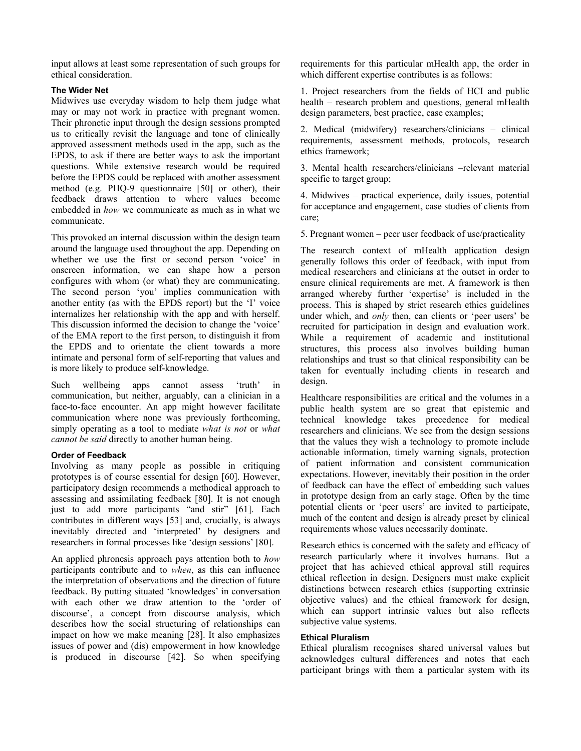input allows at least some representation of such groups for ethical consideration.

### The Wider Net

Midwives use everyday wisdom to help them judge what may or may not work in practice with pregnant women. Their phronetic input through the design sessions prompted us to critically revisit the language and tone of clinically approved assessment methods used in the app, such as the EPDS, to ask if there are better ways to ask the important questions. While extensive research would be required before the EPDS could be replaced with another assessment method (e.g. PHQ-9 questionnaire [50] or other), their feedback draws attention to where values become embedded in *how* we communicate as much as in what we communicate.

This provoked an internal discussion within the design team around the language used throughout the app. Depending on whether we use the first or second person 'voice' in onscreen information, we can shape how a person configures with whom (or what) they are communicating. The second person 'you' implies communication with another entity (as with the EPDS report) but the 'I' voice internalizes her relationship with the app and with herself. This discussion informed the decision to change the 'voice' of the EMA report to the first person, to distinguish it from the EPDS and to orientate the client towards a more intimate and personal form of self-reporting that values and is more likely to produce self-knowledge.

Such wellbeing apps cannot assess 'truth' in communication, but neither, arguably, can a clinician in a face-to-face encounter. An app might however facilitate communication where none was previously forthcoming, simply operating as a tool to mediate *what is not* or *what cannot be said* directly to another human being.

### Order of Feedback

Involving as many people as possible in critiquing prototypes is of course essential for design [60]. However, participatory design recommends a methodical approach to assessing and assimilating feedback [80]. It is not enough just to add more participants "and stir" [61]. Each contributes in different ways [53] and, crucially, is always inevitably directed and 'interpreted' by designers and researchers in formal processes like 'design sessions' [80].

An applied phronesis approach pays attention both to *how* participants contribute and to *when*, as this can influence the interpretation of observations and the direction of future feedback. By putting situated 'knowledges' in conversation with each other we draw attention to the 'order of discourse', a concept from discourse analysis, which describes how the social structuring of relationships can impact on how we make meaning [28]. It also emphasizes issues of power and (dis) empowerment in how knowledge is produced in discourse [42]. So when specifying requirements for this particular mHealth app, the order in which different expertise contributes is as follows:

1. Project researchers from the fields of HCI and public health – research problem and questions, general mHealth design parameters, best practice, case examples;

2. Medical (midwifery) researchers/clinicians – clinical requirements, assessment methods, protocols, research ethics framework;

3. Mental health researchers/clinicians –relevant material specific to target group;

4. Midwives – practical experience, daily issues, potential for acceptance and engagement, case studies of clients from care;

5. Pregnant women – peer user feedback of use/practicality

The research context of mHealth application design generally follows this order of feedback, with input from medical researchers and clinicians at the outset in order to ensure clinical requirements are met. A framework is then arranged whereby further 'expertise' is included in the process. This is shaped by strict research ethics guidelines under which, and *only* then, can clients or 'peer users' be recruited for participation in design and evaluation work. While a requirement of academic and institutional structures, this process also involves building human relationships and trust so that clinical responsibility can be taken for eventually including clients in research and design.

Healthcare responsibilities are critical and the volumes in a public health system are so great that epistemic and technical knowledge takes precedence for medical researchers and clinicians. We see from the design sessions that the values they wish a technology to promote include actionable information, timely warning signals, protection of patient information and consistent communication expectations. However, inevitably their position in the order of feedback can have the effect of embedding such values in prototype design from an early stage. Often by the time potential clients or 'peer users' are invited to participate, much of the content and design is already preset by clinical requirements whose values necessarily dominate.

Research ethics is concerned with the safety and efficacy of research particularly where it involves humans. But a project that has achieved ethical approval still requires ethical reflection in design. Designers must make explicit distinctions between research ethics (supporting extrinsic objective values) and the ethical framework for design, which can support intrinsic values but also reflects subjective value systems.

### Ethical Pluralism

Ethical pluralism recognises shared universal values but acknowledges cultural differences and notes that each participant brings with them a particular system with its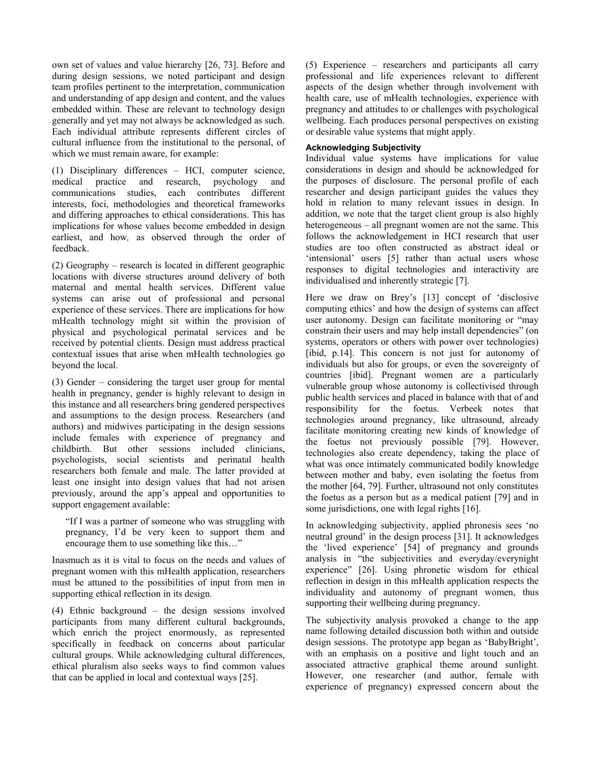own set of values and value hierarchy [26, 73]. Before and during design sessions, we noted participant and design team profiles pertinent to the interpretation, communication and understanding of app design and content, and the values embedded within. These are relevant to technology design generally and yet may not always be acknowledged as such. Each individual attribute represents different circles of cultural influence from the institutional to the personal, of which we must remain aware, for example:

(1) Disciplinary differences – HCI, computer science, medical practice and research, psychology and communications studies, each contributes different interests, foci, methodologies and theoretical frameworks and differing approaches to ethical considerations. This has implications for whose values become embedded in design earliest, and how*,* as observed through the order of feedback.

(2) Geography – research is located in different geographic locations with diverse structures around delivery of both maternal and mental health services. Different value systems can arise out of professional and personal experience of these services. There are implications for how mHealth technology might sit within the provision of physical and psychological perinatal services and be received by potential clients. Design must address practical contextual issues that arise when mHealth technologies go beyond the local.

(3) Gender – considering the target user group for mental health in pregnancy, gender is highly relevant to design in this instance and all researchers bring gendered perspectives and assumptions to the design process. Researchers (and authors) and midwives participating in the design sessions include females with experience of pregnancy and childbirth. But other sessions included clinicians, psychologists, social scientists and perinatal health researchers both female and male. The latter provided at least one insight into design values that had not arisen previously, around the app's appeal and opportunities to support engagement available:

> "If I was a partner of someone who was struggling with pregnancy, I'd be very keen to support them and encourage them to use something like this…"

Inasmuch as it is vital to focus on the needs and values of pregnant women with this mHealth application, researchers must be attuned to the possibilities of input from men in supporting ethical reflection in its design.

(4) Ethnic background – the design sessions involved participants from many different cultural backgrounds, which enrich the project enormously, as represented specifically in feedback on concerns about particular cultural groups. While acknowledging cultural differences, ethical pluralism also seeks ways to find common values that can be applied in local and contextual ways [25].

(5) Experience – researchers and participants all carry professional and life experiences relevant to different aspects of the design whether through involvement with health care, use of mHealth technologies, experience with pregnancy and attitudes to or challenges with psychological wellbeing. Each produces personal perspectives on existing or desirable value systems that might apply.

### Acknowledging Subjectivity

Individual value systems have implications for value considerations in design and should be acknowledged for the purposes of disclosure. The personal profile of each researcher and design participant guides the values they hold in relation to many relevant issues in design. In addition, we note that the target client group is also highly heterogeneous – all pregnant women are not the same. This follows the acknowledgement in HCI research that user studies are too often constructed as abstract ideal or 'intensional' users [5] rather than actual users whose responses to digital technologies and interactivity are individualised and inherently strategic [7].

Here we draw on Brey's [13] concept of 'disclosive computing ethics' and how the design of systems can affect user autonomy. Design can facilitate monitoring or "may constrain their users and may help install dependencies" (on systems, operators or others with power over technologies) [ibid, p.14]. This concern is not just for autonomy of individuals but also for groups, or even the sovereignty of countries [ibid]. Pregnant women are a particularly vulnerable group whose autonomy is collectivised through public health services and placed in balance with that of and responsibility for the foetus. Verbeek notes that technologies around pregnancy, like ultrasound, already facilitate monitoring creating new kinds of knowledge of the foetus not previously possible [79]. However, technologies also create dependency, taking the place of what was once intimately communicated bodily knowledge between mother and baby, even isolating the foetus from the mother [64, 79]. Further, ultrasound not only constitutes the foetus as a person but as a medical patient [79] and in some jurisdictions, one with legal rights [16].

In acknowledging subjectivity, applied phronesis sees 'no neutral ground' in the design process [31]. It acknowledges the 'lived experience' [54] of pregnancy and grounds analysis in "the subjectivities and everyday/everynight experience" [26]. Using phronetic wisdom for ethical reflection in design in this mHealth application respects the individuality and autonomy of pregnant women, thus supporting their wellbeing during pregnancy.

The subjectivity analysis provoked a change to the app name following detailed discussion both within and outside design sessions. The prototype app began as 'BabyBright', with an emphasis on a positive and light touch and an associated attractive graphical theme around sunlight. However, one researcher (and author, female with experience of pregnancy) expressed concern about the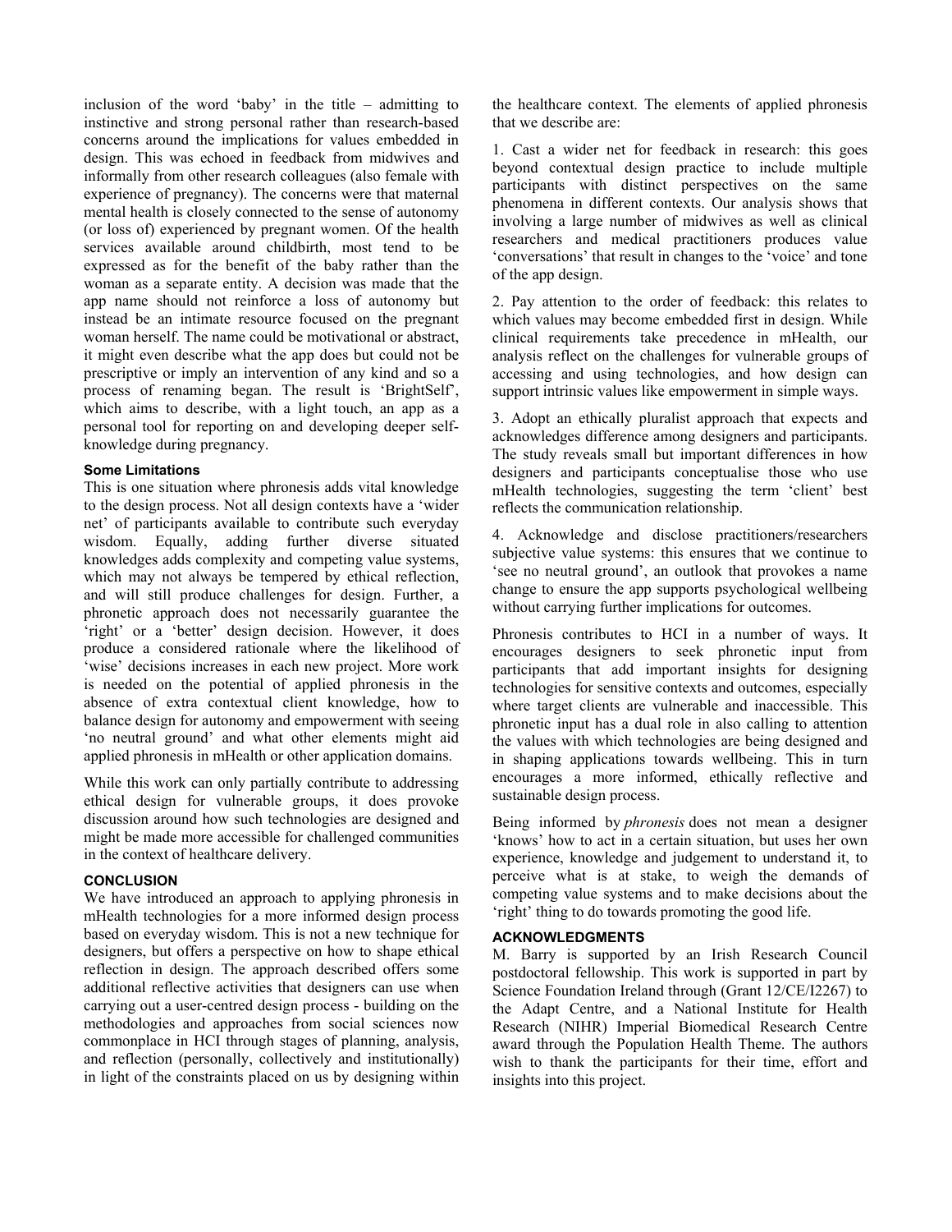inclusion of the word 'baby' in the title – admitting to instinctive and strong personal rather than research-based concerns around the implications for values embedded in design. This was echoed in feedback from midwives and informally from other research colleagues (also female with experience of pregnancy). The concerns were that maternal mental health is closely connected to the sense of autonomy (or loss of) experienced by pregnant women. Of the health services available around childbirth, most tend to be expressed as for the benefit of the baby rather than the woman as a separate entity. A decision was made that the app name should not reinforce a loss of autonomy but instead be an intimate resource focused on the pregnant woman herself. The name could be motivational or abstract, it might even describe what the app does but could not be prescriptive or imply an intervention of any kind and so a process of renaming began. The result is 'BrightSelf', which aims to describe, with a light touch, an app as a personal tool for reporting on and developing deeper self-knowledge during pregnancy.

### Some Limitations

This is one situation where phronesis adds vital knowledge to the design process. Not all design contexts have a 'wider net' of participants available to contribute such everyday wisdom. Equally, adding further diverse situated knowledges adds complexity and competing value systems, which may not always be tempered by ethical reflection, and will still produce challenges for design. Further, a phronetic approach does not necessarily guarantee the 'right' or a 'better' design decision. However, it does produce a considered rationale where the likelihood of 'wise' decisions increases in each new project. More work is needed on the potential of applied phronesis in the absence of extra contextual client knowledge, how to balance design for autonomy and empowerment with seeing 'no neutral ground' and what other elements might aid applied phronesis in mHealth or other application domains.

While this work can only partially contribute to addressing ethical design for vulnerable groups, it does provoke discussion around how such technologies are designed and might be made more accessible for challenged communities in the context of healthcare delivery.

## CONCLUSION

We have introduced an approach to applying phronesis in mHealth technologies for a more informed design process based on everyday wisdom. This is not a new technique for designers, but offers a perspective on how to shape ethical reflection in design. The approach described offers some additional reflective activities that designers can use when carrying out a user-centred design process - building on the methodologies and approaches from social sciences now commonplace in HCI through stages of planning, analysis, and reflection (personally, collectively and institutionally) in light of the constraints placed on us by designing within the healthcare context. The elements of applied phronesis that we describe are:

1. Cast a wider net for feedback in research: this goes beyond contextual design practice to include multiple participants with distinct perspectives on the same phenomena in different contexts. Our analysis shows that involving a large number of midwives as well as clinical researchers and medical practitioners produces value 'conversations' that result in changes to the 'voice' and tone of the app design.

2. Pay attention to the order of feedback: this relates to which values may become embedded first in design. While clinical requirements take precedence in mHealth, our analysis reflect on the challenges for vulnerable groups of accessing and using technologies, and how design can support intrinsic values like empowerment in simple ways.

3. Adopt an ethically pluralist approach that expects and acknowledges difference among designers and participants. The study reveals small but important differences in how designers and participants conceptualise those who use mHealth technologies, suggesting the term 'client' best reflects the communication relationship.

4. Acknowledge and disclose practitioners/researchers subjective value systems: this ensures that we continue to 'see no neutral ground', an outlook that provokes a name change to ensure the app supports psychological wellbeing without carrying further implications for outcomes.

Phronesis contributes to HCI in a number of ways. It encourages designers to seek phronetic input from participants that add important insights for designing technologies for sensitive contexts and outcomes, especially where target clients are vulnerable and inaccessible. This phronetic input has a dual role in also calling to attention the values with which technologies are being designed and in shaping applications towards wellbeing. This in turn encourages a more informed, ethically reflective and sustainable design process.

Being informed by *phronesis* does not mean a designer 'knows' how to act in a certain situation, but uses her own experience, knowledge and judgement to understand it, to perceive what is at stake, to weigh the demands of competing value systems and to make decisions about the 'right' thing to do towards promoting the good life.

## ACKNOWLEDGMENTS

M. Barry is supported by an Irish Research Council postdoctoral fellowship. This work is supported in part by Science Foundation Ireland through (Grant 12/CE/I2267) to the Adapt Centre, and a National Institute for Health Research (NIHR) Imperial Biomedical Research Centre award through the Population Health Theme. The authors wish to thank the participants for their time, effort and insights into this project.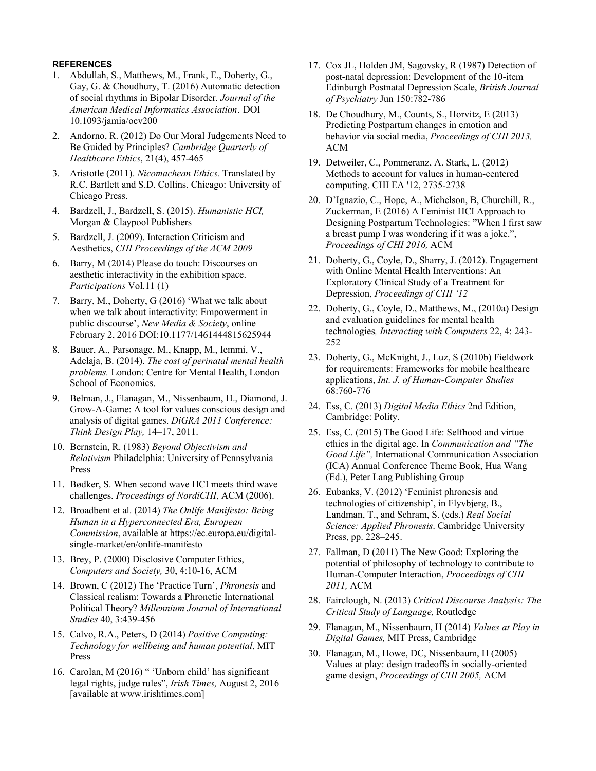## REFERENCES

1. Abdullah, S., Matthews, M., Frank, E., Doherty, G., Gay, G. & Choudhury, T. (2016) Automatic detection of social rhythms in Bipolar Disorder. *Journal of the American Medical Informatics Association*. DOI 10.1093/jamia/ocv200
2. Andorno, R. (2012) Do Our Moral Judgements Need to Be Guided by Principles? *Cambridge Quarterly of Healthcare Ethics*, 21(4), 457-465
3. Aristotle (2011). *Nicomachean Ethics.* Translated by R.C. Bartlett and S.D. Collins. Chicago: University of Chicago Press.
4. Bardzell, J., Bardzell, S. (2015). *Humanistic HCI,* Morgan & Claypool Publishers
5. Bardzell, J. (2009). Interaction Criticism and Aesthetics, *CHI Proceedings of the ACM 2009*
6. Barry, M (2014) Please do touch: Discourses on aesthetic interactivity in the exhibition space. *Participations* Vol.11 (1)
7. Barry, M., Doherty, G (2016) 'What we talk about when we talk about interactivity: Empowerment in public discourse', *New Media & Society*, online February 2, 2016 DOI:10.1177/1461444815625944
8. Bauer, A., Parsonage, M., Knapp, M., Iemmi, V., Adelaja, B. (2014). *The cost of perinatal mental health problems.* London: Centre for Mental Health, London School of Economics.
9. Belman, J., Flanagan, M., Nissenbaum, H., Diamond, J. Grow-A-Game: A tool for values conscious design and analysis of digital games. *DiGRA 2011 Conference: Think Design Play,* 14–17, 2011.
10. Bernstein, R. (1983) *Beyond Objectivism and Relativism* Philadelphia: University of Pennsylvania Press
11. Bødker, S. When second wave HCI meets third wave challenges. *Proceedings of NordiCHI*, ACM (2006).
12. Broadbent et al. (2014) *The Onlife Manifesto: Being Human in a Hyperconnected Era, European Commission*, available at https://ec.europa.eu/digital-single-market/en/onlife-manifesto
13. Brey, P. (2000) Disclosive Computer Ethics, *Computers and Society,* 30, 4:10-16, ACM
14. Brown, C (2012) The 'Practice Turn', *Phronesis* and Classical realism: Towards a Phronetic International Political Theory? *Millennium Journal of International Studies* 40, 3:439-456
15. Calvo, R.A., Peters, D (2014) *Positive Computing: Technology for wellbeing and human potential*, MIT Press
16. Carolan, M (2016) " 'Unborn child' has significant legal rights, judge rules", *Irish Times,* August 2, 2016 [available at www.irishtimes.com]
17. Cox JL, Holden JM, Sagovsky, R (1987) Detection of post-natal depression: Development of the 10-item Edinburgh Postnatal Depression Scale, *British Journal of Psychiatry* Jun 150:782-786
18. De Choudhury, M., Counts, S., Horvitz, E (2013) Predicting Postpartum changes in emotion and behavior via social media, *Proceedings of CHI 2013,* ACM
19. Detweiler, C., Pommeranz, A. Stark, L. (2012) Methods to account for values in human-centered computing. CHI EA '12, 2735-2738
20. D'Ignazio, C., Hope, A., Michelson, B, Churchill, R., Zuckerman, E (2016) A Feminist HCI Approach to Designing Postpartum Technologies: "When I first saw a breast pump I was wondering if it was a joke.", *Proceedings of CHI 2016,* ACM
21. Doherty, G., Coyle, D., Sharry, J. (2012). Engagement with Online Mental Health Interventions: An Exploratory Clinical Study of a Treatment for Depression, *Proceedings of CHI '12*
22. Doherty, G., Coyle, D., Matthews, M., (2010a) Design and evaluation guidelines for mental health technologies*, Interacting with Computers* 22, 4: 243-252
23. Doherty, G., McKnight, J., Luz, S (2010b) Fieldwork for requirements: Frameworks for mobile healthcare applications, *Int. J. of Human-Computer Studies* 68:760-776
24. Ess, C. (2013) *Digital Media Ethics* 2nd Edition, Cambridge: Polity.
25. Ess, C. (2015) The Good Life: Selfhood and virtue ethics in the digital age. In *Communication and "The Good Life",* International Communication Association (ICA) Annual Conference Theme Book, Hua Wang (Ed.), Peter Lang Publishing Group
26. Eubanks, V. (2012) 'Feminist phronesis and technologies of citizenship', in Flyvbjerg, B., Landman, T., and Schram, S. (eds.) *Real Social Science: Applied Phronesis*. Cambridge University Press, pp. 228–245.
27. Fallman, D (2011) The New Good: Exploring the potential of philosophy of technology to contribute to Human-Computer Interaction, *Proceedings of CHI 2011,* ACM
28. Fairclough, N. (2013) *Critical Discourse Analysis: The Critical Study of Language,* Routledge
29. Flanagan, M., Nissenbaum, H (2014) *Values at Play in Digital Games,* MIT Press, Cambridge
30. Flanagan, M., Howe, DC, Nissenbaum, H (2005) Values at play: design tradeoffs in socially-oriented game design, *Proceedings of CHI 2005,* ACM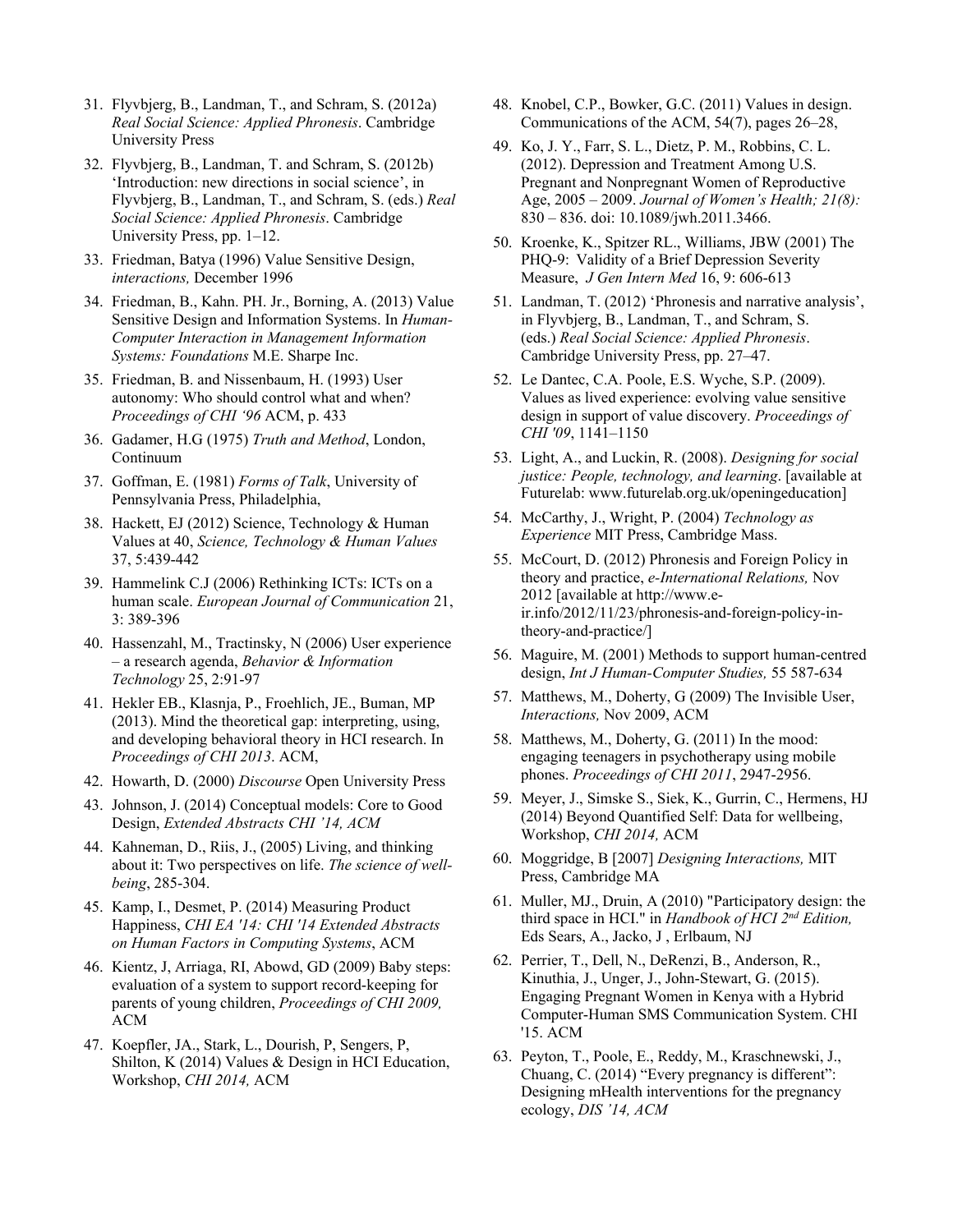31. Flyvbjerg, B., Landman, T., and Schram, S. (2012a) *Real Social Science: Applied Phronesis*. Cambridge University Press
32. Flyvbjerg, B., Landman, T. and Schram, S. (2012b) 'Introduction: new directions in social science', in Flyvbjerg, B., Landman, T., and Schram, S. (eds.) *Real Social Science: Applied Phronesis*. Cambridge University Press, pp. 1–12.
33. Friedman, Batya (1996) Value Sensitive Design, *interactions,* December 1996
34. Friedman, B., Kahn. PH. Jr., Borning, A. (2013) Value Sensitive Design and Information Systems. In *Human-Computer Interaction in Management Information Systems: Foundations* M.E. Sharpe Inc.
35. Friedman, B. and Nissenbaum, H. (1993) User autonomy: Who should control what and when? *Proceedings of CHI '96* ACM, p. 433
36. Gadamer, H.G (1975) *Truth and Method*, London, Continuum
37. Goffman, E. (1981) *Forms of Talk*, University of Pennsylvania Press, Philadelphia,
38. Hackett, EJ (2012) Science, Technology & Human Values at 40, *Science, Technology & Human Values* 37, 5:439-442
39. Hammelink C.J (2006) Rethinking ICTs: ICTs on a human scale. *European Journal of Communication* 21, 3: 389-396
40. Hassenzahl, M., Tractinsky, N (2006) User experience – a research agenda, *Behavior & Information Technology* 25, 2:91-97
41. Hekler EB., Klasnja, P., Froehlich, JE., Buman, MP (2013). Mind the theoretical gap: interpreting, using, and developing behavioral theory in HCI research. In *Proceedings of CHI 2013*. ACM,
42. Howarth, D. (2000) *Discourse* Open University Press
43. Johnson, J. (2014) Conceptual models: Core to Good Design, *Extended Abstracts CHI '14, ACM*
44. Kahneman, D., Riis, J., (2005) Living, and thinking about it: Two perspectives on life. *The science of well-being*, 285-304.
45. Kamp, I., Desmet, P. (2014) Measuring Product Happiness, *CHI EA '14: CHI '14 Extended Abstracts on Human Factors in Computing Systems*, ACM
46. Kientz, J, Arriaga, RI, Abowd, GD (2009) Baby steps: evaluation of a system to support record-keeping for parents of young children, *Proceedings of CHI 2009,* ACM
47. Koepfler, JA., Stark, L., Dourish, P, Sengers, P, Shilton, K (2014) Values & Design in HCI Education, Workshop, *CHI 2014,* ACM
48. Knobel, C.P., Bowker, G.C. (2011) Values in design. Communications of the ACM, 54(7), pages 26–28,
49. Ko, J. Y., Farr, S. L., Dietz, P. M., Robbins, C. L. (2012). Depression and Treatment Among U.S. Pregnant and Nonpregnant Women of Reproductive Age, 2005 – 2009. *Journal of Women's Health; 21(8):* 830 – 836. doi: 10.1089/jwh.2011.3466.
50. Kroenke, K., Spitzer RL., Williams, JBW (2001) The PHQ-9: Validity of a Brief Depression Severity Measure, *J Gen Intern Med* 16, 9: 606-613
51. Landman, T. (2012) 'Phronesis and narrative analysis', in Flyvbjerg, B., Landman, T., and Schram, S. (eds.) *Real Social Science: Applied Phronesis*. Cambridge University Press, pp. 27–47.
52. Le Dantec, C.A. Poole, E.S. Wyche, S.P. (2009). Values as lived experience: evolving value sensitive design in support of value discovery. *Proceedings of CHI '09*, 1141–1150
53. Light, A., and Luckin, R. (2008). *Designing for social justice: People, technology, and learning*. [available at Futurelab: www.futurelab.org.uk/openingeducation]
54. McCarthy, J., Wright, P. (2004) *Technology as Experience* MIT Press, Cambridge Mass.
55. McCourt, D. (2012) Phronesis and Foreign Policy in theory and practice, *e-International Relations,* Nov 2012 [available at http://www.e-ir.info/2012/11/23/phronesis-and-foreign-policy-in-theory-and-practice/]
56. Maguire, M. (2001) Methods to support human-centred design, *Int J Human-Computer Studies,* 55 587-634
57. Matthews, M., Doherty, G (2009) The Invisible User, *Interactions,* Nov 2009, ACM
58. Matthews, M., Doherty, G. (2011) In the mood: engaging teenagers in psychotherapy using mobile phones. *Proceedings of CHI 2011*, 2947-2956.
59. Meyer, J., Simske S., Siek, K., Gurrin, C., Hermens, HJ (2014) Beyond Quantified Self: Data for wellbeing, Workshop, *CHI 2014,* ACM
60. Moggridge, B [2007] *Designing Interactions,* MIT Press, Cambridge MA
61. Muller, MJ., Druin, A (2010) "Participatory design: the third space in HCI." in *Handbook of HCI 2nd Edition,* Eds Sears, A., Jacko, J , Erlbaum, NJ
62. Perrier, T., Dell, N., DeRenzi, B., Anderson, R., Kinuthia, J., Unger, J., John-Stewart, G. (2015). Engaging Pregnant Women in Kenya with a Hybrid Computer-Human SMS Communication System. CHI '15. ACM
63. Peyton, T., Poole, E., Reddy, M., Kraschnewski, J., Chuang, C. (2014) "Every pregnancy is different": Designing mHealth interventions for the pregnancy ecology, *DIS '14, ACM*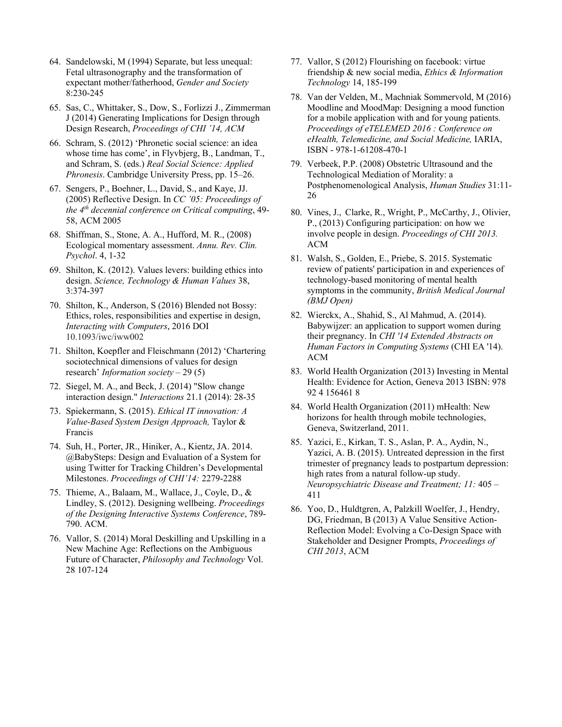64. Sandelowski, M (1994) Separate, but less unequal: Fetal ultrasonography and the transformation of expectant mother/fatherhood, *Gender and Society* 8:230-245

65. Sas, C., Whittaker, S., Dow, S., Forlizzi J., Zimmerman J (2014) Generating Implications for Design through Design Research, *Proceedings of CHI '14, ACM*

66. Schram, S. (2012) 'Phronetic social science: an idea whose time has come', in Flyvbjerg, B., Landman, T., and Schram, S. (eds.) *Real Social Science: Applied Phronesis*. Cambridge University Press, pp. 15–26.

67. Sengers, P., Boehner, L., David, S., and Kaye, JJ. (2005) Reflective Design. In *CC '05: Proceedings of the 4th decennial conference on Critical computing*, 49-58, ACM 2005

68. Shiffman, S., Stone, A. A., Hufford, M. R., (2008) Ecological momentary assessment. *Annu. Rev. Clin. Psychol*. 4, 1-32

69. Shilton, K. (2012). Values levers: building ethics into design. *Science, Technology & Human Values* 38, 3:374-397

70. Shilton, K., Anderson, S (2016) Blended not Bossy: Ethics, roles, responsibilities and expertise in design, *Interacting with Computers*, 2016 DOI 10.1093/iwc/iww002

71. Shilton, Koepfler and Fleischmann (2012) 'Chartering sociotechnical dimensions of values for design research' *Information society* – 29 (5)

72. Siegel, M. A., and Beck, J. (2014) "Slow change interaction design." *Interactions* 21.1 (2014): 28-35

73. Spiekermann, S. (2015). *Ethical IT innovation: A Value-Based System Design Approach,* Taylor & Francis

74. Suh, H., Porter, JR., Hiniker, A., Kientz, JA. 2014. @BabySteps: Design and Evaluation of a System for using Twitter for Tracking Children's Developmental Milestones. *Proceedings of CHI'14:* 2279-2288

75. Thieme, A., Balaam, M., Wallace, J., Coyle, D., & Lindley, S. (2012). Designing wellbeing. *Proceedings of the Designing Interactive Systems Conference*, 789-790. ACM.

76. Vallor, S. (2014) Moral Deskilling and Upskilling in a New Machine Age: Reflections on the Ambiguous Future of Character, *Philosophy and Technology* Vol. 28 107-124

77. Vallor, S (2012) Flourishing on facebook: virtue friendship & new social media, *Ethics & Information Technology* 14, 185-199

78. Van der Velden, M., Machniak Sommervold, M (2016) Moodline and MoodMap: Designing a mood function for a mobile application with and for young patients. *Proceedings of eTELEMED 2016 : Conference on eHealth, Telemedicine, and Social Medicine,* IARIA, ISBN - 978-1-61208-470-1

79. Verbeek, P.P. (2008) Obstetric Ultrasound and the Technological Mediation of Morality: a Postphenomenological Analysis, *Human Studies* 31:11-26

80. Vines, J., Clarke, R., Wright, P., McCarthy, J., Olivier, P., (2013) Configuring participation: on how we involve people in design. *Proceedings of CHI 2013.* ACM

81. Walsh, S., Golden, E., Priebe, S. 2015. Systematic review of patients' participation in and experiences of technology-based monitoring of mental health symptoms in the community, *British Medical Journal (BMJ Open)*

82. Wierckx, A., Shahid, S., Al Mahmud, A. (2014). Babywijzer: an application to support women during their pregnancy. In *CHI '14 Extended Abstracts on Human Factors in Computing Systems* (CHI EA '14). ACM

83. World Health Organization (2013) Investing in Mental Health: Evidence for Action, Geneva 2013 ISBN: 978 92 4 156461 8

84. World Health Organization (2011) mHealth: New horizons for health through mobile technologies, Geneva, Switzerland, 2011.

85. Yazici, E., Kirkan, T. S., Aslan, P. A., Aydin, N., Yazici, A. B. (2015). Untreated depression in the first trimester of pregnancy leads to postpartum depression: high rates from a natural follow-up study. *Neuropsychiatric Disease and Treatment; 11:* 405 – 411

86. Yoo, D., Huldtgren, A, Palzkill Woelfer, J., Hendry, DG, Friedman, B (2013) A Value Sensitive Action-Reflection Model: Evolving a Co-Design Space with Stakeholder and Designer Prompts, *Proceedings of CHI 2013*, ACM